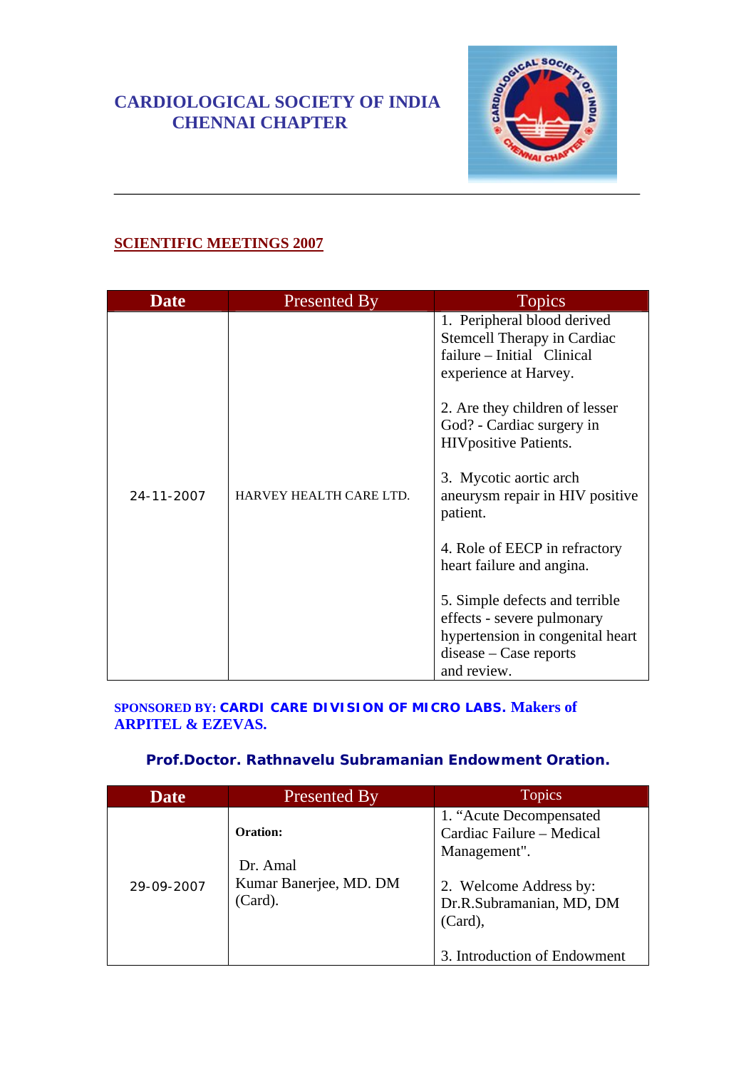# CARDIOLOGICAL SOCIETY OF INDIA
# CHENNAI CHAPTER

## SCIENTIFIC MEETINGS 2007

| Date | Presented By | Topics |
|---|---|---|
| 24-11-2007 | HARVEY HEALTH CARE LTD. | 1. Peripheral blood derived Stemcell Therapy in Cardiac failure – Initial Clinical experience at Harvey.<br><br>2. Are they children of lesser God? - Cardiac surgery in HIVpositive Patients.<br><br>3. Mycotic aortic arch aneurysm repair in HIV positive patient.<br><br>4. Role of EECP in refractory heart failure and angina.<br><br>5. Simple defects and terrible effects - severe pulmonary hypertension in congenital heart disease – Case reports and review. |

**SPONSORED BY: CARDI CARE DIVISION OF MICRO LABS. Makers of ARPITEL & EZEVAS.**

### Prof.Doctor. Rathnavelu Subramanian Endowment Oration.

| Date | Presented By | Topics |
|---|---|---|
| 29-09-2007 | **Oration:**<br><br>Dr. Amal Kumar Banerjee, MD. DM (Card). | 1. "Acute Decompensated Cardiac Failure – Medical Management".<br><br>2. Welcome Address by: Dr.R.Subramanian, MD, DM (Card),<br><br>3. Introduction of Endowment |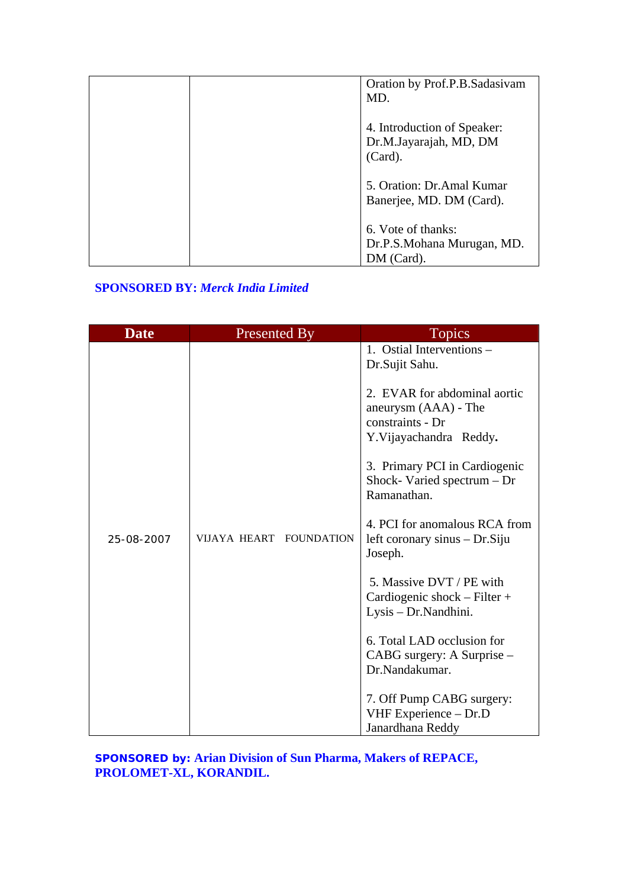| | | |
|---|---|---|
| | | Oration by Prof.P.B.Sadasivam MD.<br><br>4. Introduction of Speaker: Dr.M.Jayarajah, MD, DM (Card).<br><br>5. Oration: Dr.Amal Kumar Banerjee, MD. DM (Card).<br><br>6. Vote of thanks: Dr.P.S.Mohana Murugan, MD. DM (Card). |

**SPONSORED BY:** ***Merck India Limited***

| Date | Presented By | Topics |
|---|---|---|
| 25-08-2007 | VIJAYA HEART FOUNDATION | 1. Ostial Interventions – Dr.Sujit Sahu.<br><br>2. EVAR for abdominal aortic aneurysm (AAA) - The constraints - Dr Y.Vijayachandra Reddy.<br><br>3. Primary PCI in Cardiogenic Shock- Varied spectrum – Dr Ramanathan.<br><br>4. PCI for anomalous RCA from left coronary sinus – Dr.Siju Joseph.<br><br>5. Massive DVT / PE with Cardiogenic shock – Filter + Lysis – Dr.Nandhini.<br><br>6. Total LAD occlusion for CABG surgery: A Surprise – Dr.Nandakumar.<br><br>7. Off Pump CABG surgery: VHF Experience – Dr.D Janardhana Reddy |

**SPONSORED by: Arian Division of Sun Pharma, Makers of REPACE, PROLOMET-XL, KORANDIL.**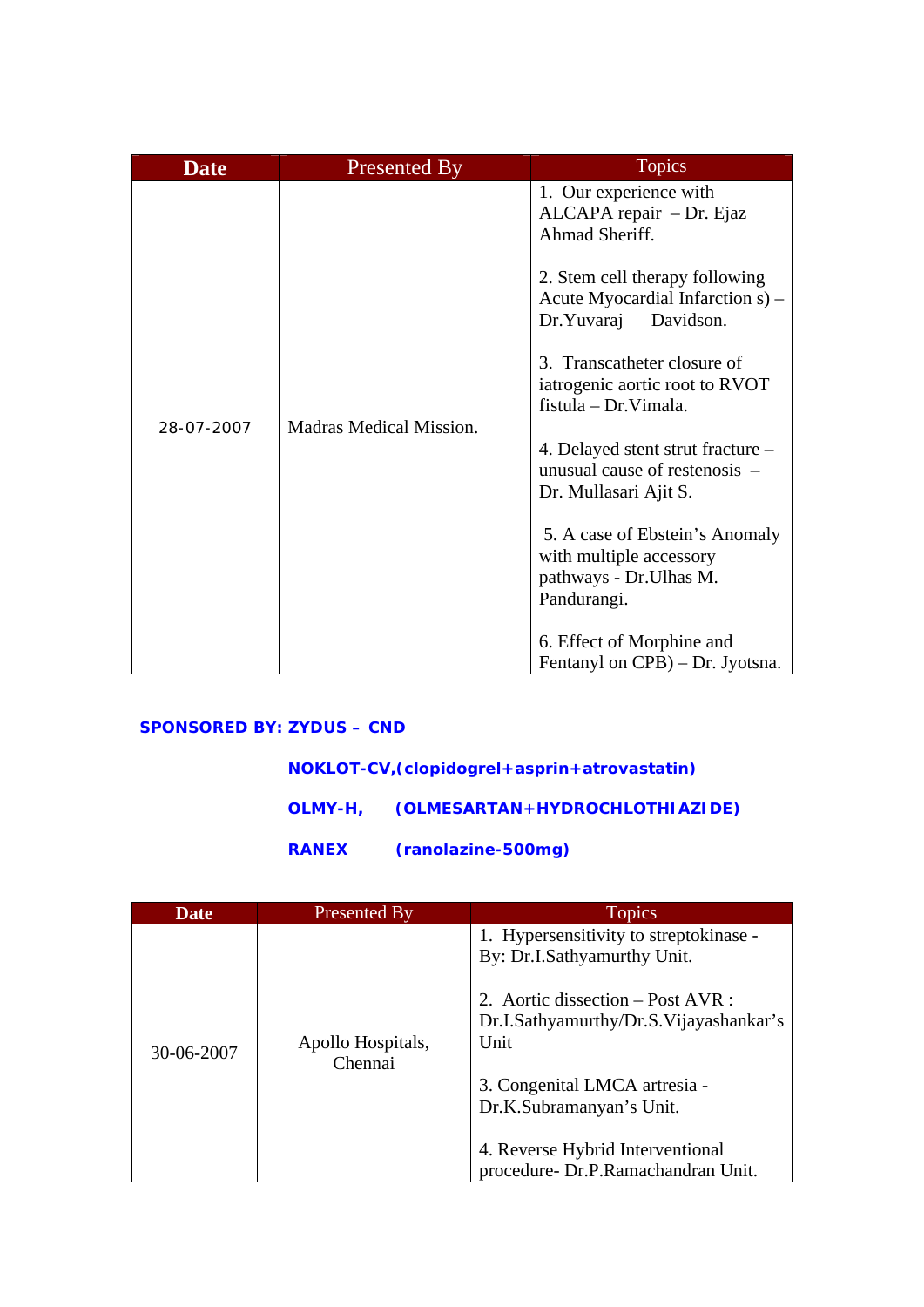| Date | Presented By | Topics |
|---|---|---|
| 28-07-2007 | Madras Medical Mission. | 1. Our experience with ALCAPA repair – Dr. Ejaz Ahmad Sheriff.<br><br>2. Stem cell therapy following Acute Myocardial Infarction s) – Dr.Yuvaraj Davidson.<br><br>3. Transcatheter closure of iatrogenic aortic root to RVOT fistula – Dr.Vimala.<br><br>4. Delayed stent strut fracture – unusual cause of restenosis – Dr. Mullasari Ajit S.<br><br>5. A case of Ebstein's Anomaly with multiple accessory pathways - Dr.Ulhas M. Pandurangi.<br><br>6. Effect of Morphine and Fentanyl on CPB) – Dr. Jyotsna. |

**SPONSORED BY: ZYDUS – CND**

**NOKLOT-CV,(clopidogrel+asprin+atrovastatin)**

**OLMY-H, (OLMESARTAN+HYDROCHLOTHIAZIDE)**

**RANEX (ranolazine-500mg)**

| Date | Presented By | Topics |
|---|---|---|
| 30-06-2007 | Apollo Hospitals, Chennai | 1. Hypersensitivity to streptokinase - By: Dr.I.Sathyamurthy Unit.<br><br>2. Aortic dissection – Post AVR : Dr.I.Sathyamurthy/Dr.S.Vijayashankar's Unit<br><br>3. Congenital LMCA artresia - Dr.K.Subramanyan's Unit.<br><br>4. Reverse Hybrid Interventional procedure- Dr.P.Ramachandran Unit. |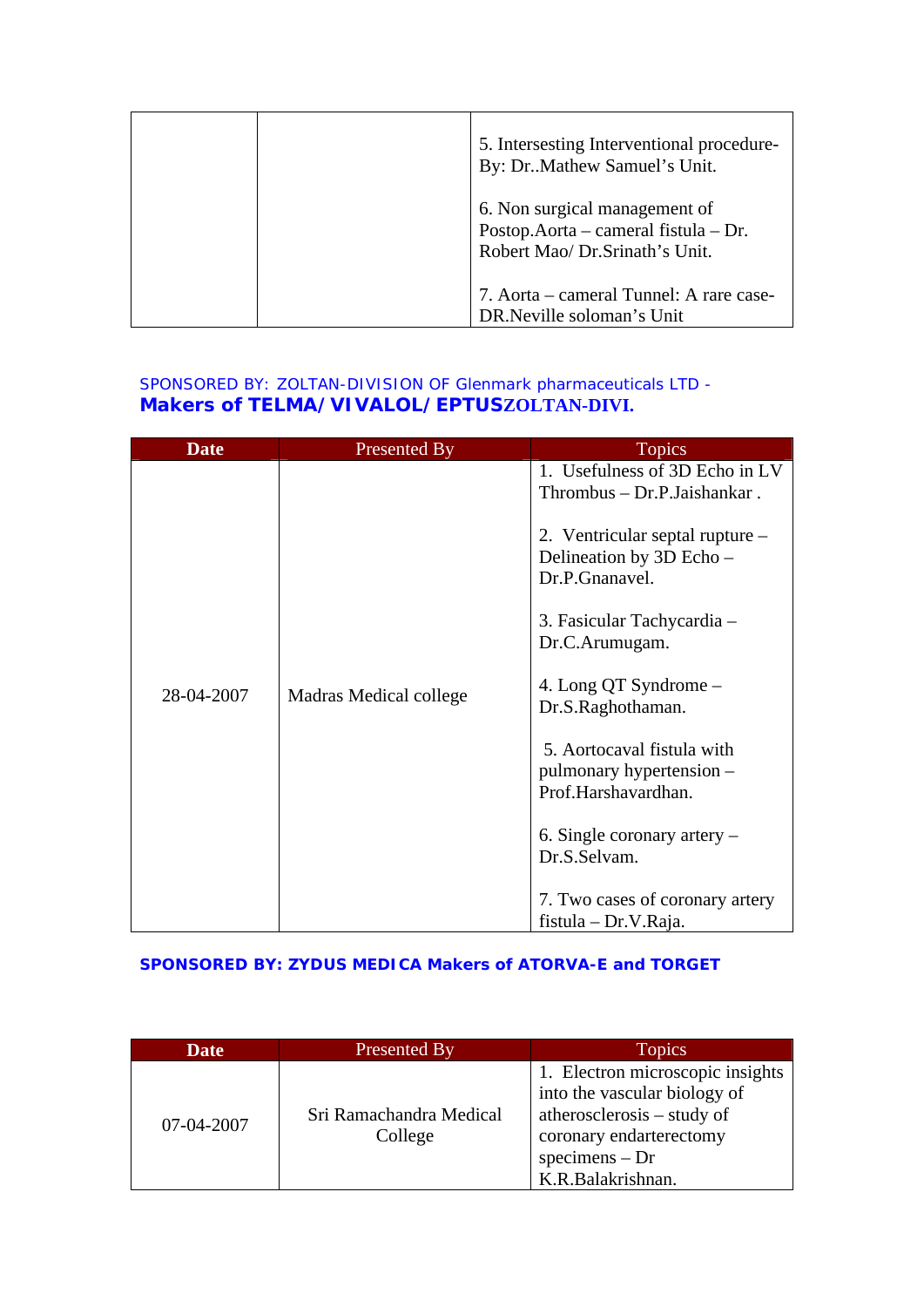| | | |
|---|---|---|
| | | 5. Intersesting Interventional procedure- By: Dr..Mathew Samuel's Unit.<br><br>6. Non surgical management of Postop.Aorta – cameral fistula – Dr. Robert Mao/ Dr.Srinath's Unit.<br><br>7. Aorta – cameral Tunnel: A rare case- DR.Neville soloman's Unit |

SPONSORED BY: ZOLTAN-DIVISION OF Glenmark pharmaceuticals LTD - **Makers of TELMA/VIVALOL/EPTUSZOLTAN-DIVI.**

| Date | Presented By | Topics |
|---|---|---|
| 28-04-2007 | Madras Medical college | 1. Usefulness of 3D Echo in LV Thrombus – Dr.P.Jaishankar .<br><br>2. Ventricular septal rupture – Delineation by 3D Echo – Dr.P.Gnanavel.<br><br>3. Fasicular Tachycardia – Dr.C.Arumugam.<br><br>4. Long QT Syndrome – Dr.S.Raghothaman.<br><br>5. Aortocaval fistula with pulmonary hypertension – Prof.Harshavardhan.<br><br>6. Single coronary artery – Dr.S.Selvam.<br><br>7. Two cases of coronary artery fistula – Dr.V.Raja. |

**SPONSORED BY: ZYDUS MEDICA Makers of ATORVA-E and TORGET**

| Date | Presented By | Topics |
|---|---|---|
| 07-04-2007 | Sri Ramachandra Medical College | 1. Electron microscopic insights into the vascular biology of atherosclerosis – study of coronary endarterectomy specimens – Dr K.R.Balakrishnan. |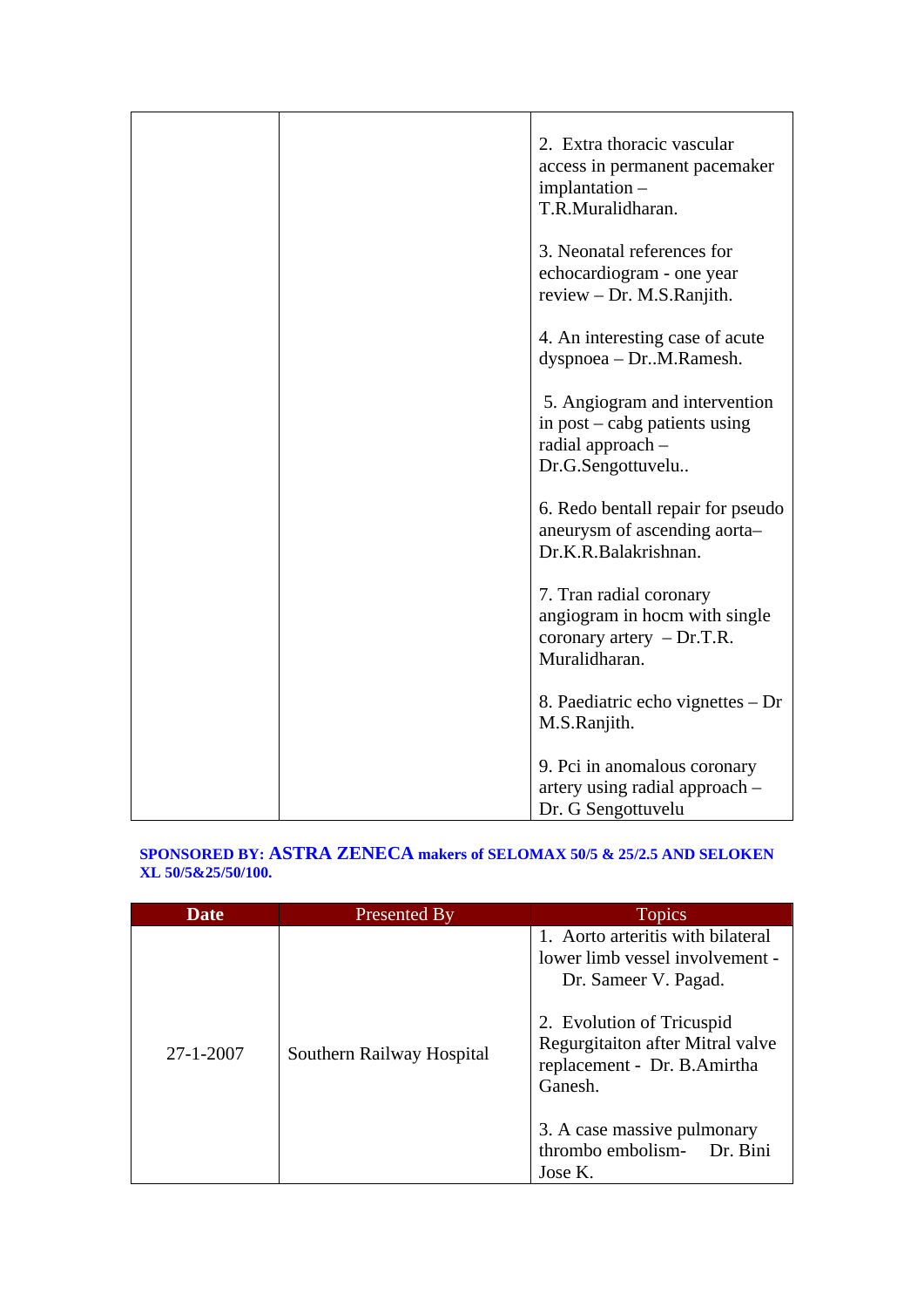| | | |
|---|---|---|
| | | 2. Extra thoracic vascular access in permanent pacemaker implantation – T.R.Muralidharan.<br><br>3. Neonatal references for echocardiogram - one year review – Dr. M.S.Ranjith.<br><br>4. An interesting case of acute dyspnoea – Dr..M.Ramesh.<br><br>5. Angiogram and intervention in post – cabg patients using radial approach – Dr.G.Sengottuvelu..<br><br>6. Redo bentall repair for pseudo aneurysm of ascending aorta– Dr.K.R.Balakrishnan.<br><br>7. Tran radial coronary angiogram in hocm with single coronary artery – Dr.T.R. Muralidharan.<br><br>8. Paediatric echo vignettes – Dr M.S.Ranjith.<br><br>9. Pci in anomalous coronary artery using radial approach – Dr. G Sengottuvelu |

**SPONSORED BY: ASTRA ZENECA makers of SELOMAX 50/5 & 25/2.5 AND SELOKEN XL 50/5&25/50/100.**

| Date | Presented By | Topics |
|---|---|---|
| 27-1-2007 | Southern Railway Hospital | 1. Aorto arteritis with bilateral lower limb vessel involvement - Dr. Sameer V. Pagad.<br><br>2. Evolution of Tricuspid Regurgitaiton after Mitral valve replacement - Dr. B.Amirtha Ganesh.<br><br>3. A case massive pulmonary thrombo embolism- Dr. Bini Jose K. |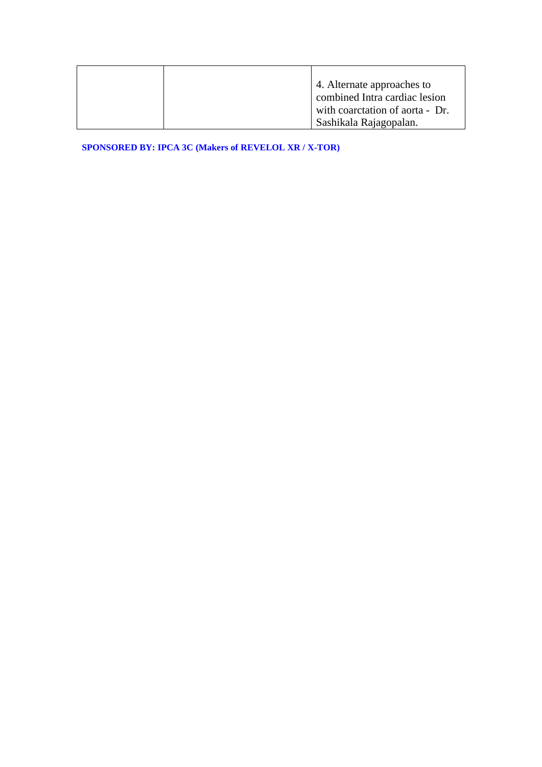| | | |
|---|---|---|
| | | 4. Alternate approaches to combined Intra cardiac lesion with coarctation of aorta - Dr. Sashikala Rajagopalan. |

**SPONSORED BY: IPCA 3C (Makers of REVELOL XR / X-TOR)**